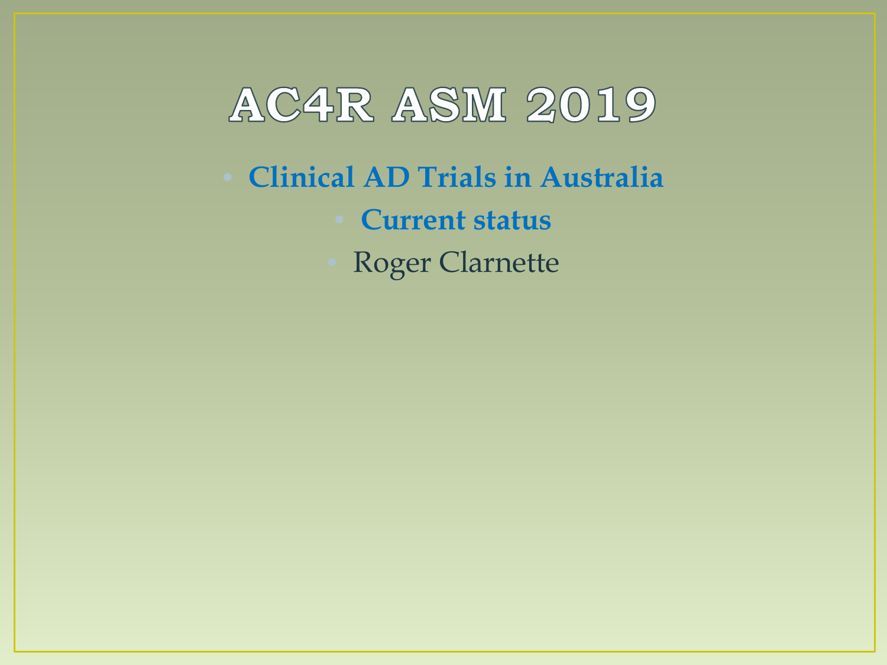# AC4R ASM 2019

- **Clinical AD Trials in Australia**
- **Current status**
- Roger Clarnette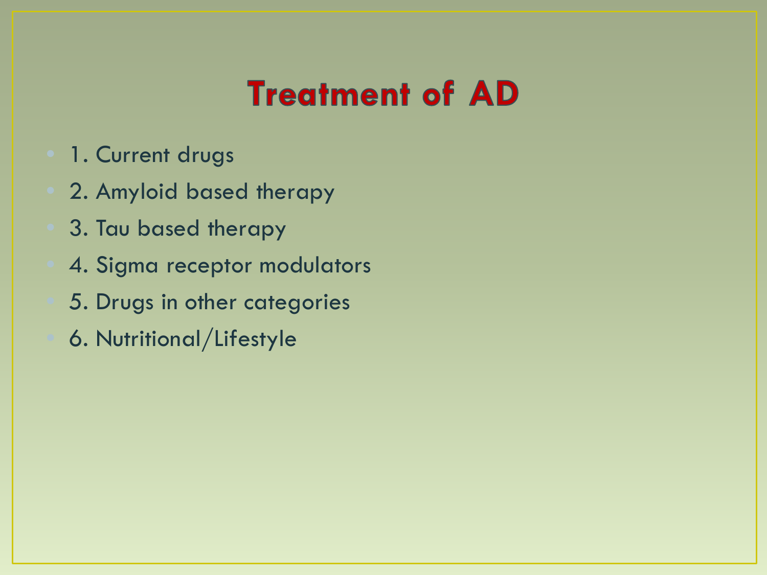# Treatment of AD

- 1. Current drugs
- 2. Amyloid based therapy
- 3. Tau based therapy
- 4. Sigma receptor modulators
- 5. Drugs in other categories
- 6. Nutritional/Lifestyle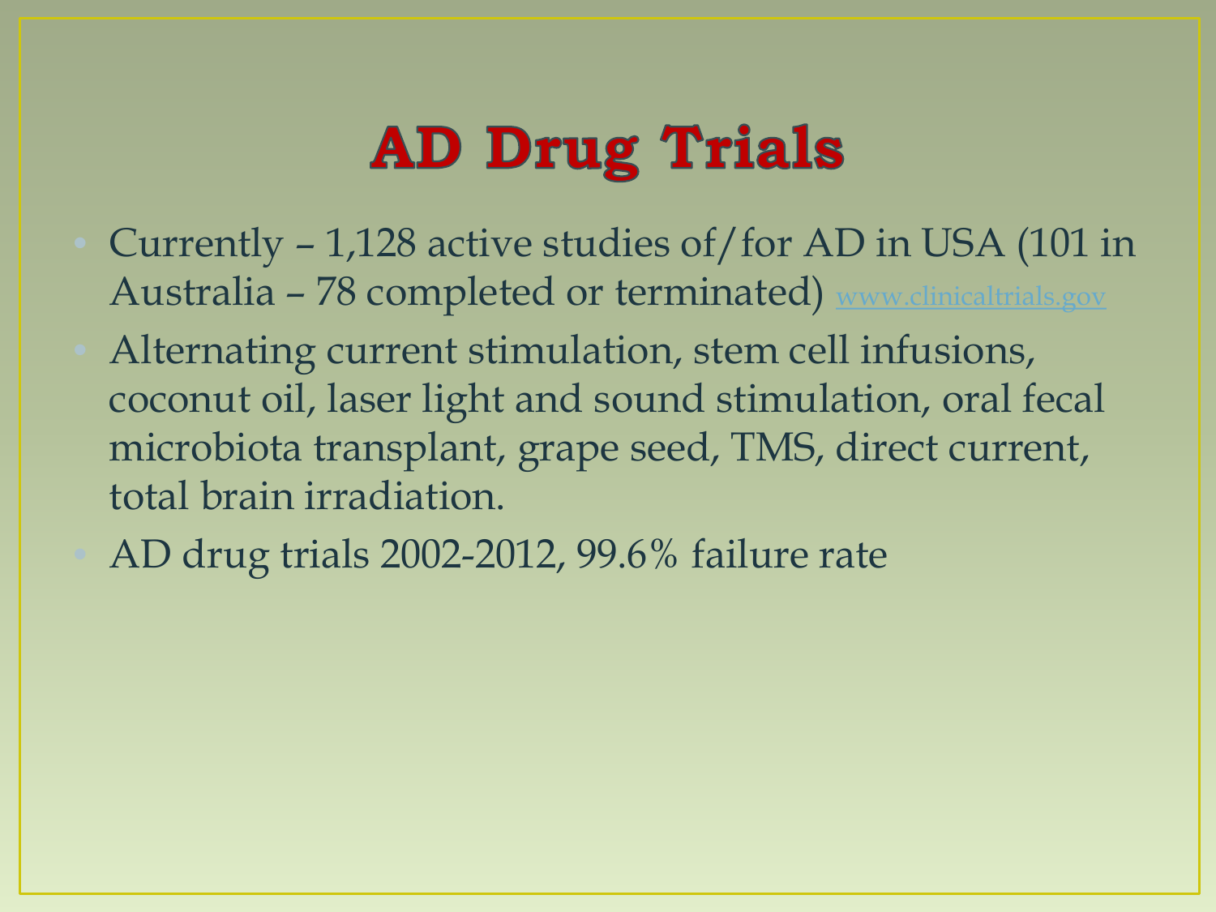# AD Drug Trials

- Currently – 1,128 active studies of/for AD in USA (101 in Australia – 78 completed or terminated) www.clinicaltrials.gov
- Alternating current stimulation, stem cell infusions, coconut oil, laser light and sound stimulation, oral fecal microbiota transplant, grape seed, TMS, direct current, total brain irradiation.
- AD drug trials 2002-2012, 99.6% failure rate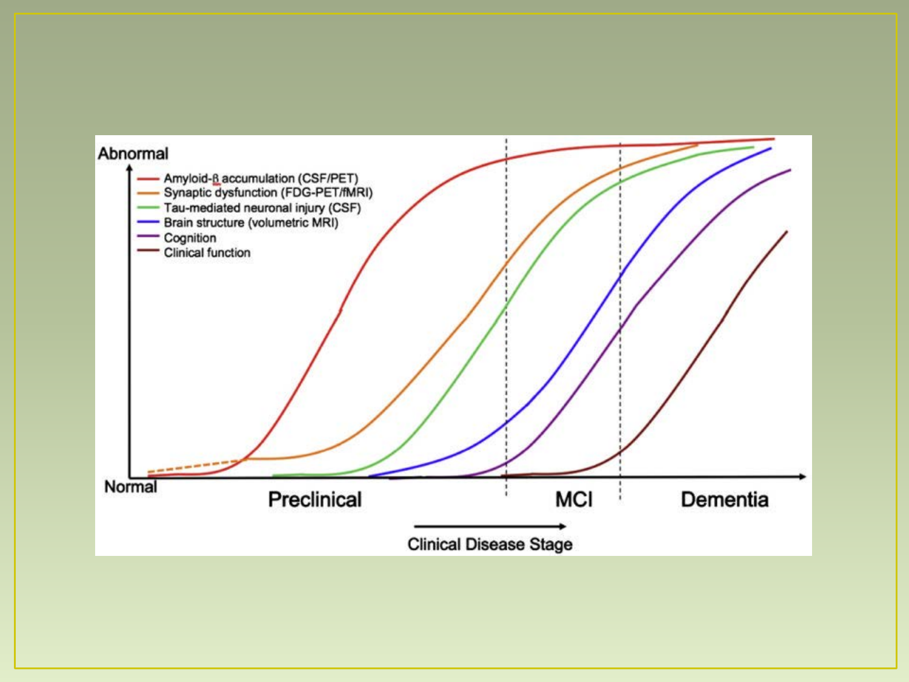Abnormal

- Amyloid-β accumulation (CSF/PET)
- Synaptic dysfunction (FDG-PET/fMRI)
- Tau-mediated neuronal injury (CSF)
- Brain structure (volumetric MRI)
- Cognition
- Clinical function

Normal

Preclinical | MCI | Dementia

Clinical Disease Stage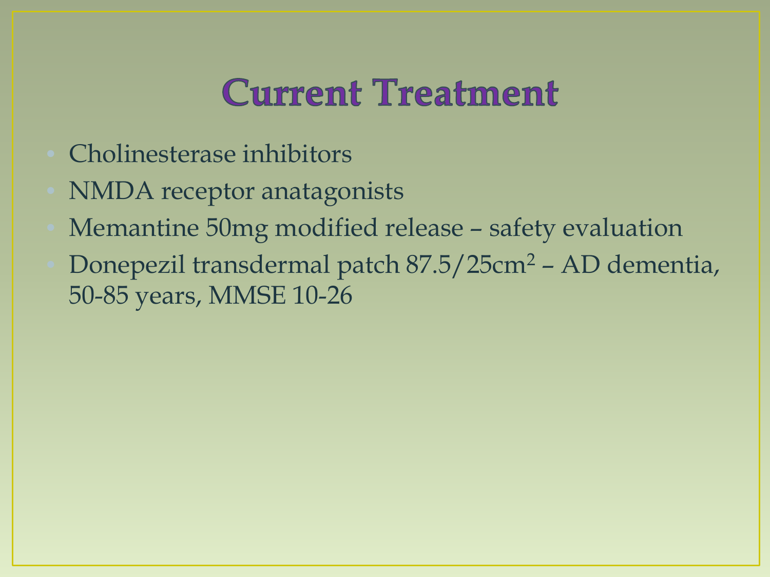# Current Treatment

- Cholinesterase inhibitors
- NMDA receptor anatagonists
- Memantine 50mg modified release – safety evaluation
- Donepezil transdermal patch 87.5/25cm$^2$ – AD dementia, 50-85 years, MMSE 10-26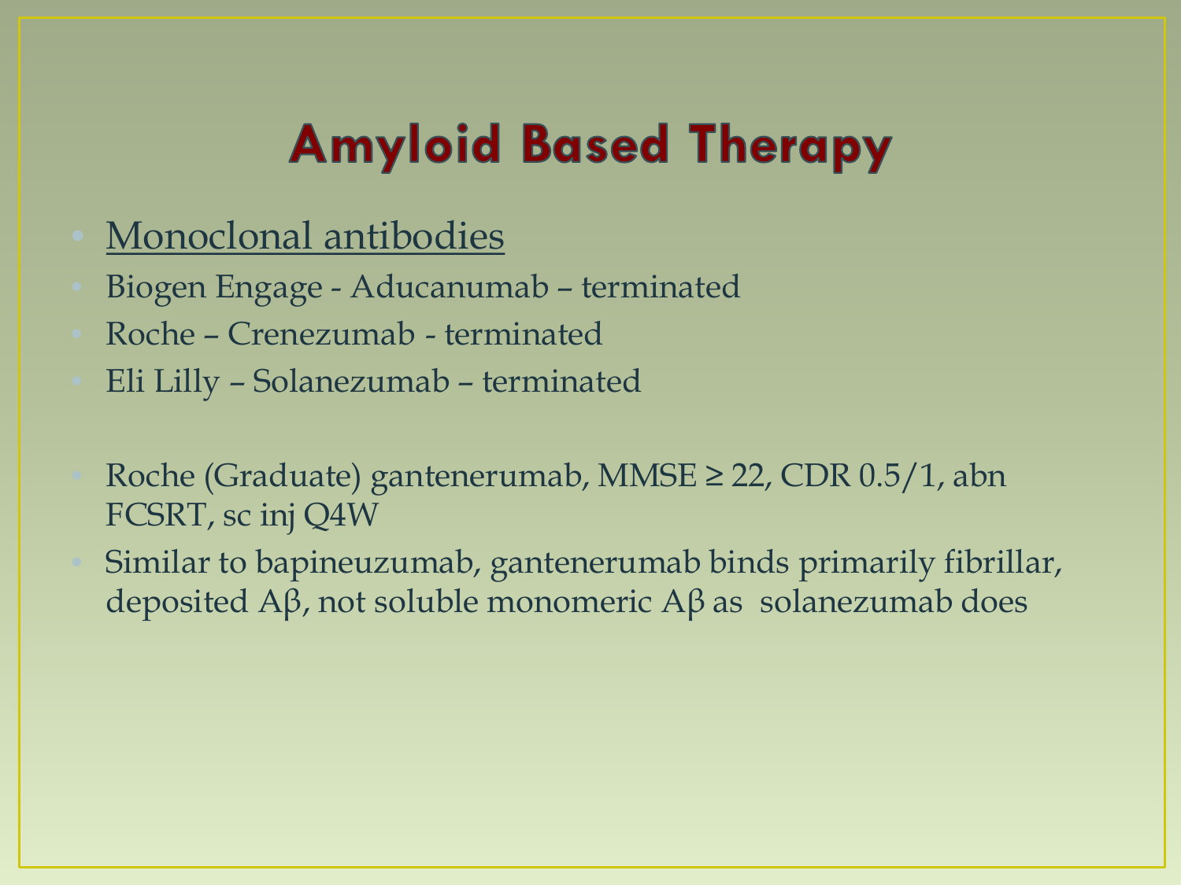# Amyloid Based Therapy

- <u>Monoclonal antibodies</u>
- Biogen Engage - Aducanumab – terminated
- Roche – Crenezumab - terminated
- Eli Lilly – Solanezumab – terminated

- Roche (Graduate) gantenerumab, MMSE ≥ 22, CDR 0.5/1, abn FCSRT, sc inj Q4W
- Similar to bapineuzumab, gantenerumab binds primarily fibrillar, deposited Aβ, not soluble monomeric Aβ as solanezumab does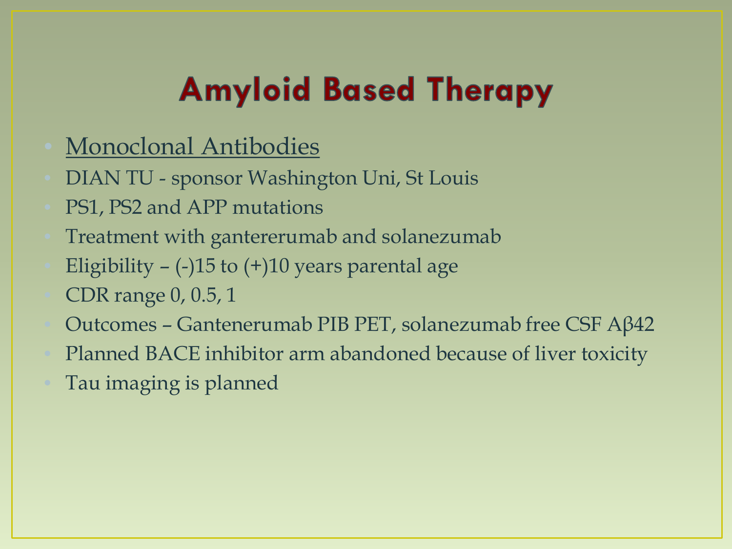# Amyloid Based Therapy

- <u>Monoclonal Antibodies</u>
- DIAN TU - sponsor Washington Uni, St Louis
- PS1, PS2 and APP mutations
- Treatment with gantererumab and solanezumab
- Eligibility – (-)15 to (+)10 years parental age
- CDR range 0, 0.5, 1
- Outcomes – Gantenerumab PIB PET, solanezumab free CSF Aβ42
- Planned BACE inhibitor arm abandoned because of liver toxicity
- Tau imaging is planned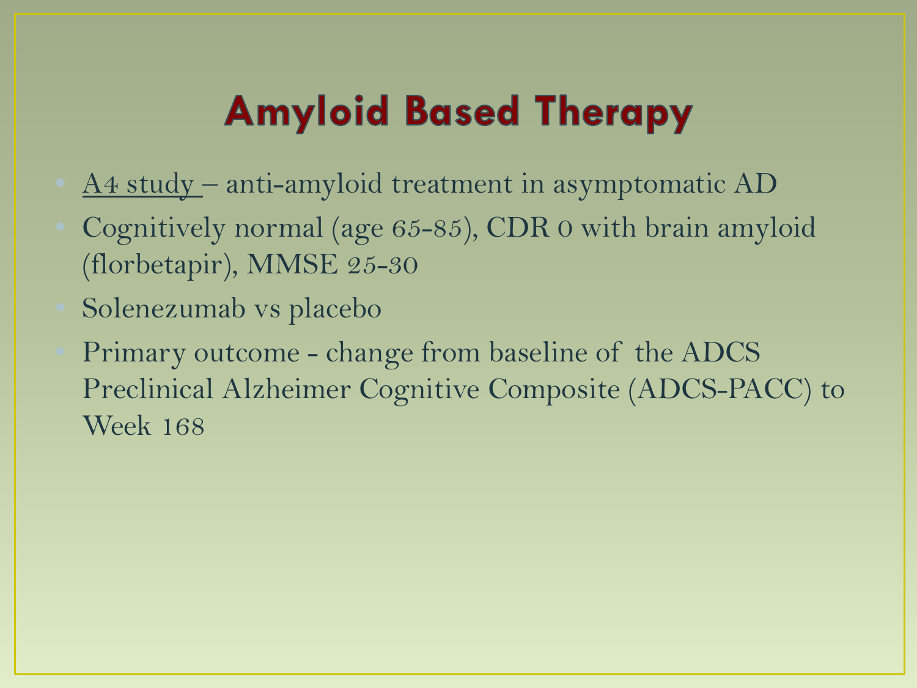# Amyloid Based Therapy

- A4 study – anti-amyloid treatment in asymptomatic AD
- Cognitively normal (age 65-85), CDR 0 with brain amyloid (florbetapir), MMSE 25-30
- Solenezumab vs placebo
- Primary outcome - change from baseline of the ADCS Preclinical Alzheimer Cognitive Composite (ADCS-PACC) to Week 168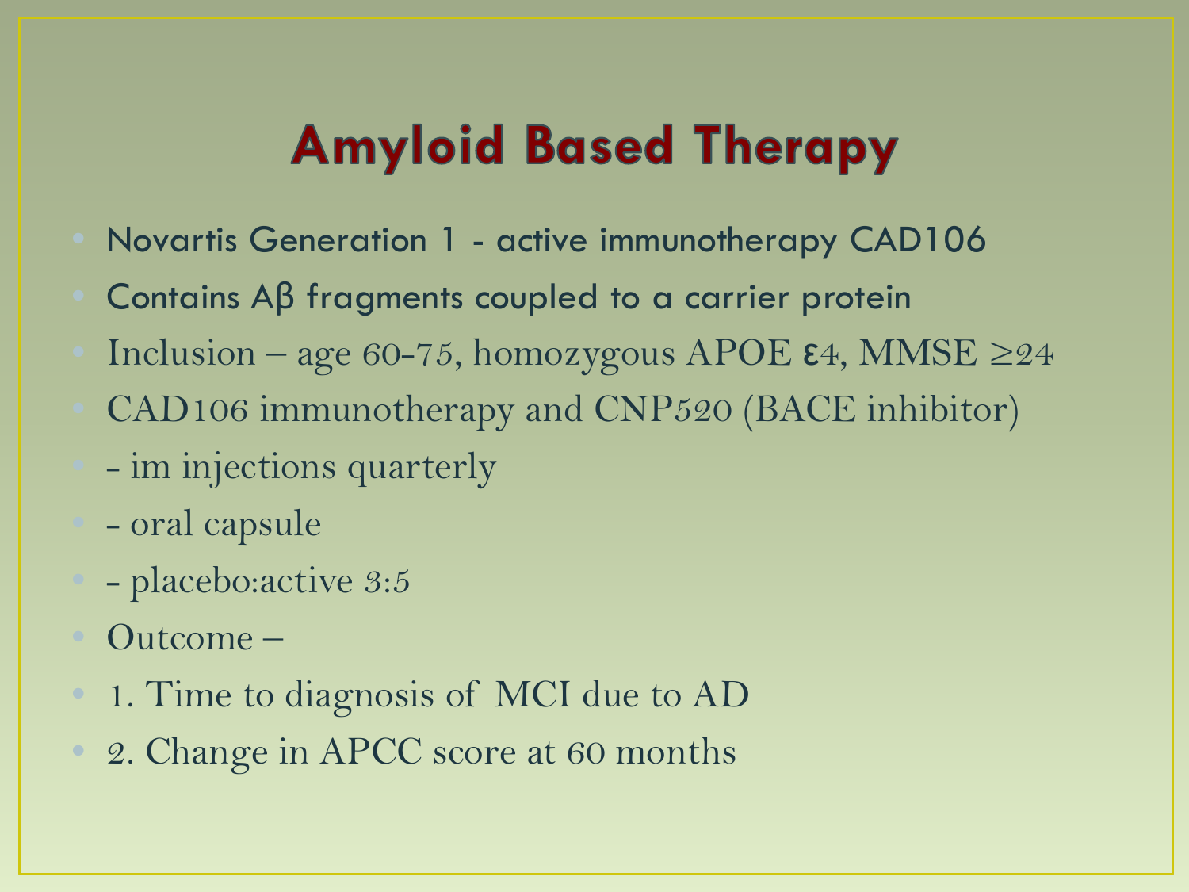# Amyloid Based Therapy

- Novartis Generation 1 - active immunotherapy CAD106
- Contains Aβ fragments coupled to a carrier protein
- Inclusion – age 60-75, homozygous APOE ε4, MMSE ≥24
- CAD106 immunotherapy and CNP520 (BACE inhibitor)
- - im injections quarterly
- - oral capsule
- - placebo:active 3:5
- Outcome –
- 1. Time to diagnosis of MCI due to AD
- 2. Change in APCC score at 60 months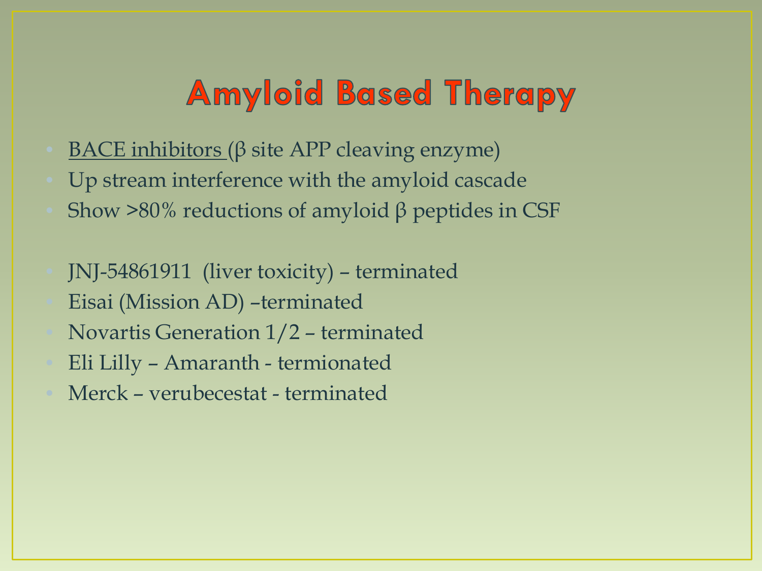# Amyloid Based Therapy

- BACE inhibitors (β site APP cleaving enzyme)
- Up stream interference with the amyloid cascade
- Show >80% reductions of amyloid β peptides in CSF

- JNJ-54861911 (liver toxicity) – terminated
- Eisai (Mission AD) –terminated
- Novartis Generation 1/2 – terminated
- Eli Lilly – Amaranth - termionated
- Merck – verubecestat - terminated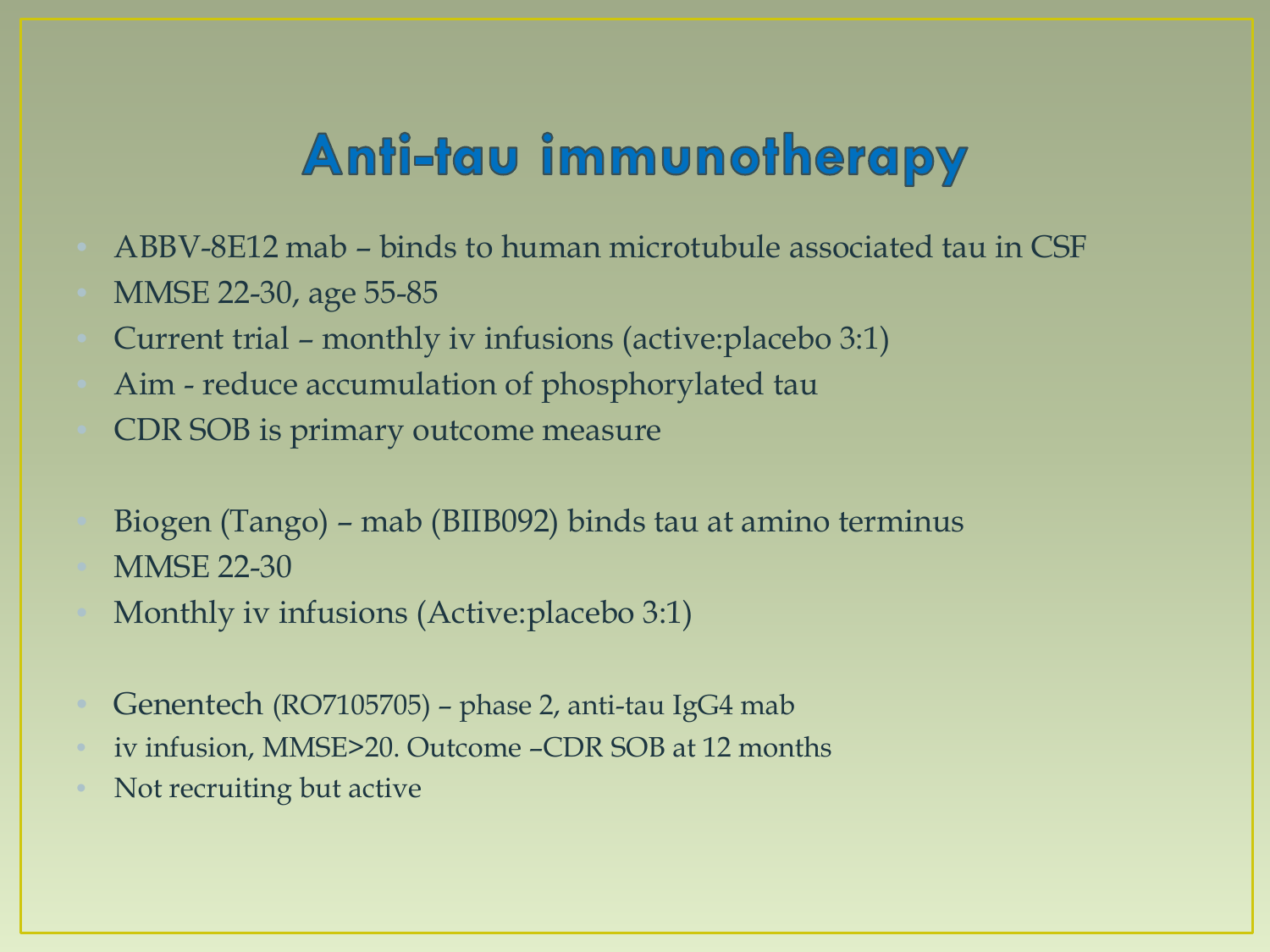# Anti-tau immunotherapy

- ABBV-8E12 mab – binds to human microtubule associated tau in CSF
- MMSE 22-30, age 55-85
- Current trial – monthly iv infusions (active:placebo 3:1)
- Aim - reduce accumulation of phosphorylated tau
- CDR SOB is primary outcome measure

- Biogen (Tango) – mab (BIIB092) binds tau at amino terminus
- MMSE 22-30
- Monthly iv infusions (Active:placebo 3:1)

- Genentech (RO7105705) – phase 2, anti-tau IgG4 mab
- iv infusion, MMSE>20. Outcome –CDR SOB at 12 months
- Not recruiting but active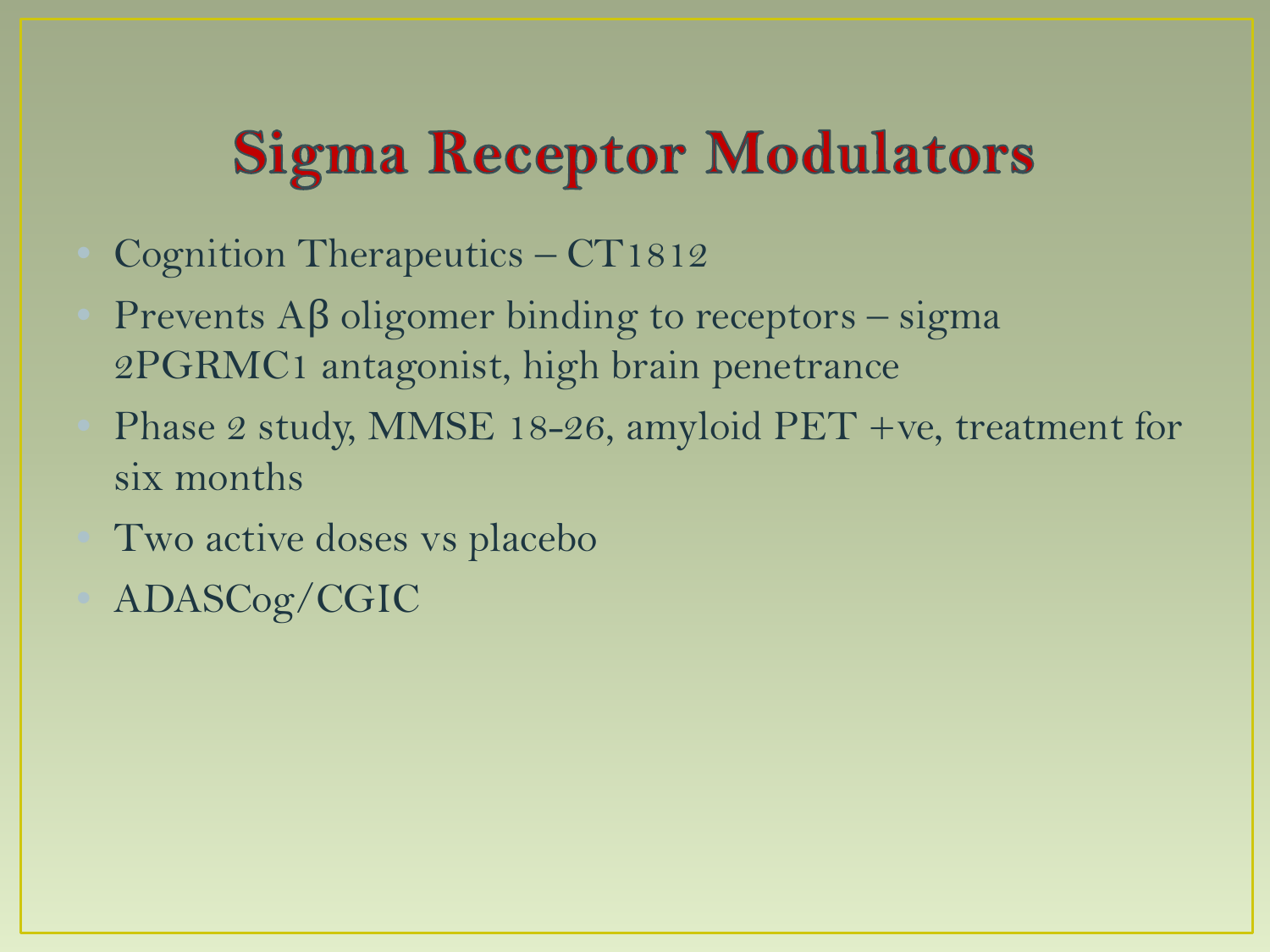# Sigma Receptor Modulators

- Cognition Therapeutics – CT1812
- Prevents Aβ oligomer binding to receptors – sigma 2PGRMC1 antagonist, high brain penetrance
- Phase 2 study, MMSE 18-26, amyloid PET +ve, treatment for six months
- Two active doses vs placebo
- ADASCog/CGIC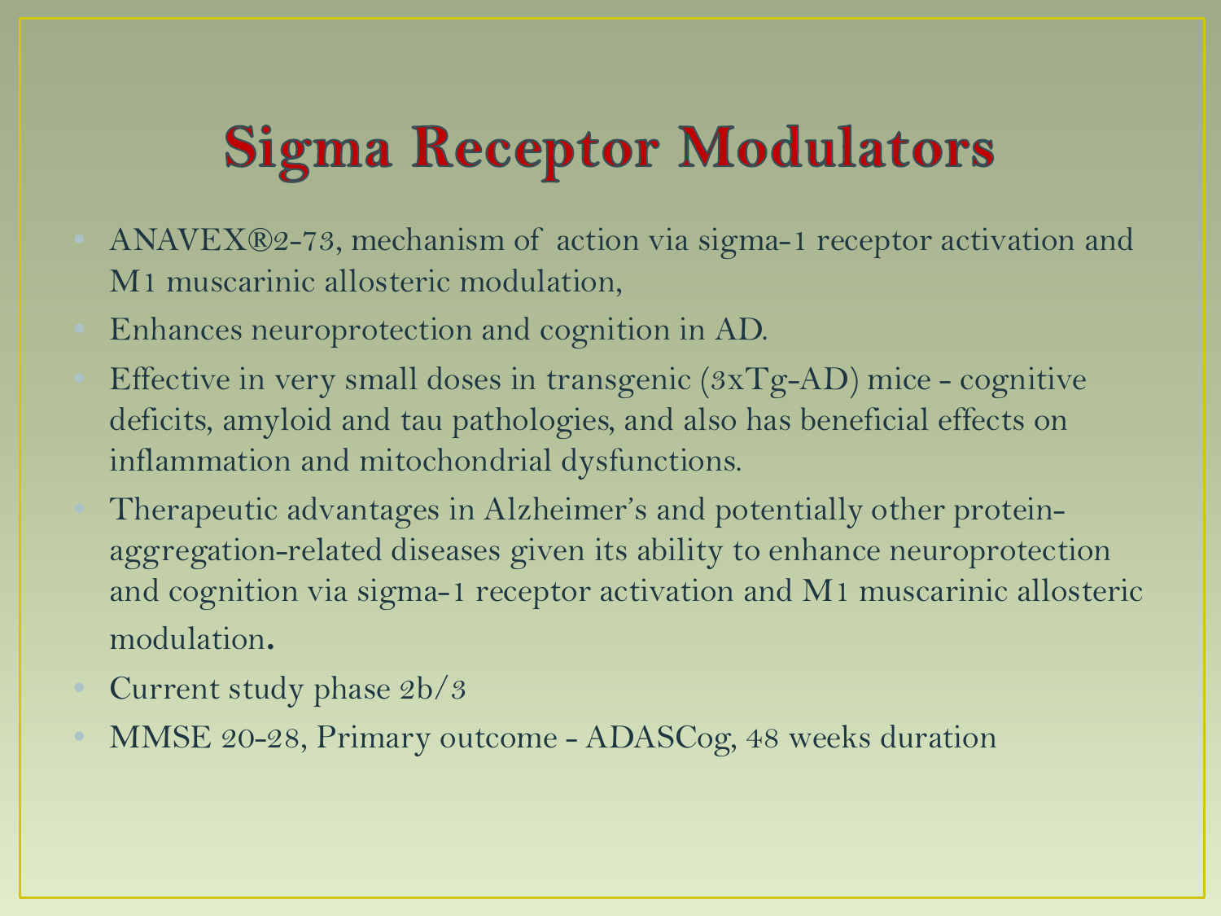# Sigma Receptor Modulators

- ANAVEX®2-73, mechanism of action via sigma-1 receptor activation and M1 muscarinic allosteric modulation,
- Enhances neuroprotection and cognition in AD.
- Effective in very small doses in transgenic (3xTg-AD) mice - cognitive deficits, amyloid and tau pathologies, and also has beneficial effects on inflammation and mitochondrial dysfunctions.
- Therapeutic advantages in Alzheimer's and potentially other protein-aggregation-related diseases given its ability to enhance neuroprotection and cognition via sigma-1 receptor activation and M1 muscarinic allosteric modulation.
- Current study phase 2b/3
- MMSE 20-28, Primary outcome - ADASCog, 48 weeks duration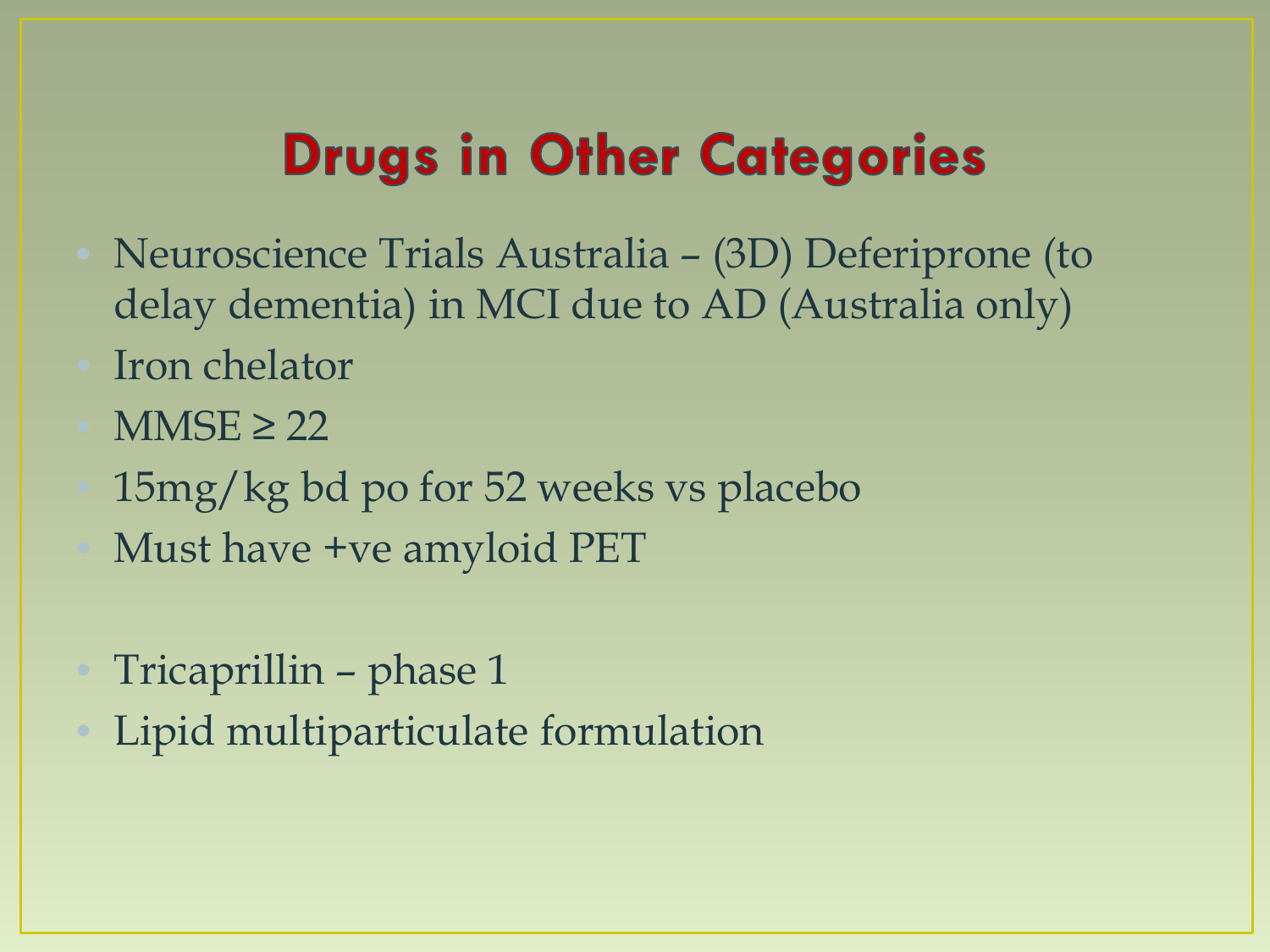# Drugs in Other Categories

- Neuroscience Trials Australia – (3D) Deferiprone (to delay dementia) in MCI due to AD (Australia only)
- Iron chelator
- MMSE ≥ 22
- 15mg/kg bd po for 52 weeks vs placebo
- Must have +ve amyloid PET

- Tricaprillin – phase 1
- Lipid multiparticulate formulation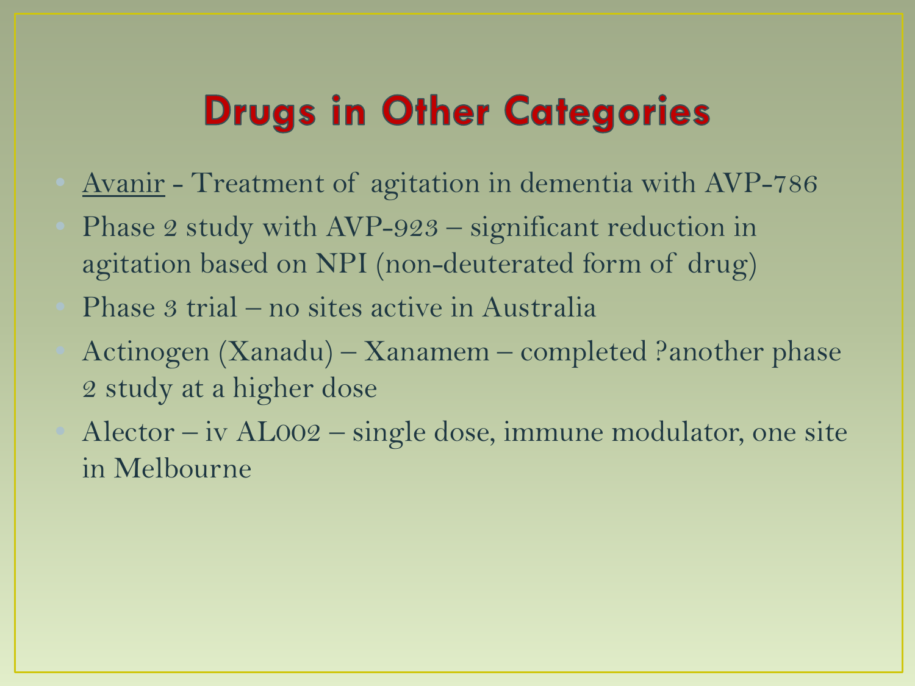# Drugs in Other Categories

- Avanir - Treatment of agitation in dementia with AVP-786
- Phase 2 study with AVP-923 – significant reduction in agitation based on NPI (non-deuterated form of drug)
- Phase 3 trial – no sites active in Australia
- Actinogen (Xanadu) – Xanamem – completed ?another phase 2 study at a higher dose
- Alector – iv AL002 – single dose, immune modulator, one site in Melbourne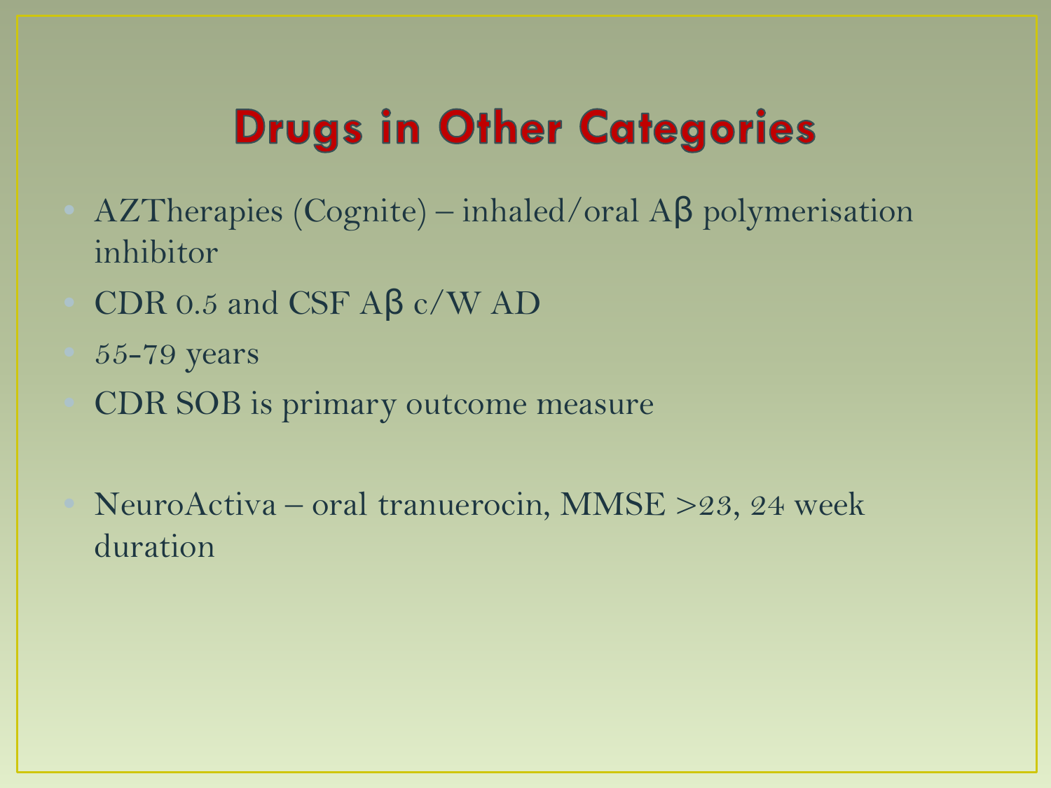# Drugs in Other Categories

- AZTherapies (Cognite) – inhaled/oral Aβ polymerisation inhibitor
- CDR 0.5 and CSF Aβ c/W AD
- 55-79 years
- CDR SOB is primary outcome measure

- NeuroActiva – oral tranuerocin, MMSE >23, 24 week duration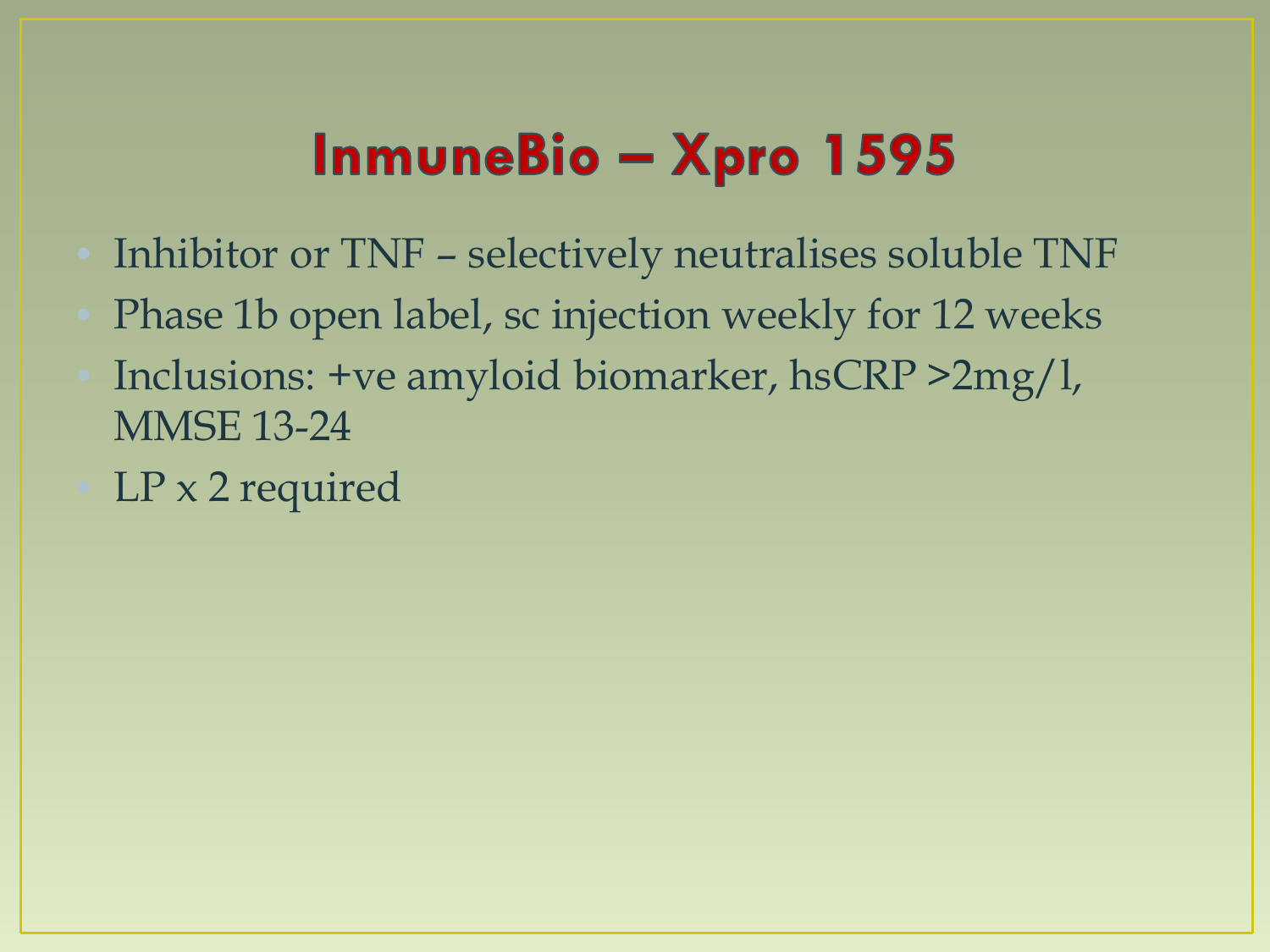# InmuneBio – Xpro 1595

- Inhibitor or TNF – selectively neutralises soluble TNF
- Phase 1b open label, sc injection weekly for 12 weeks
- Inclusions: +ve amyloid biomarker, hsCRP >2mg/l, MMSE 13-24
- LP x 2 required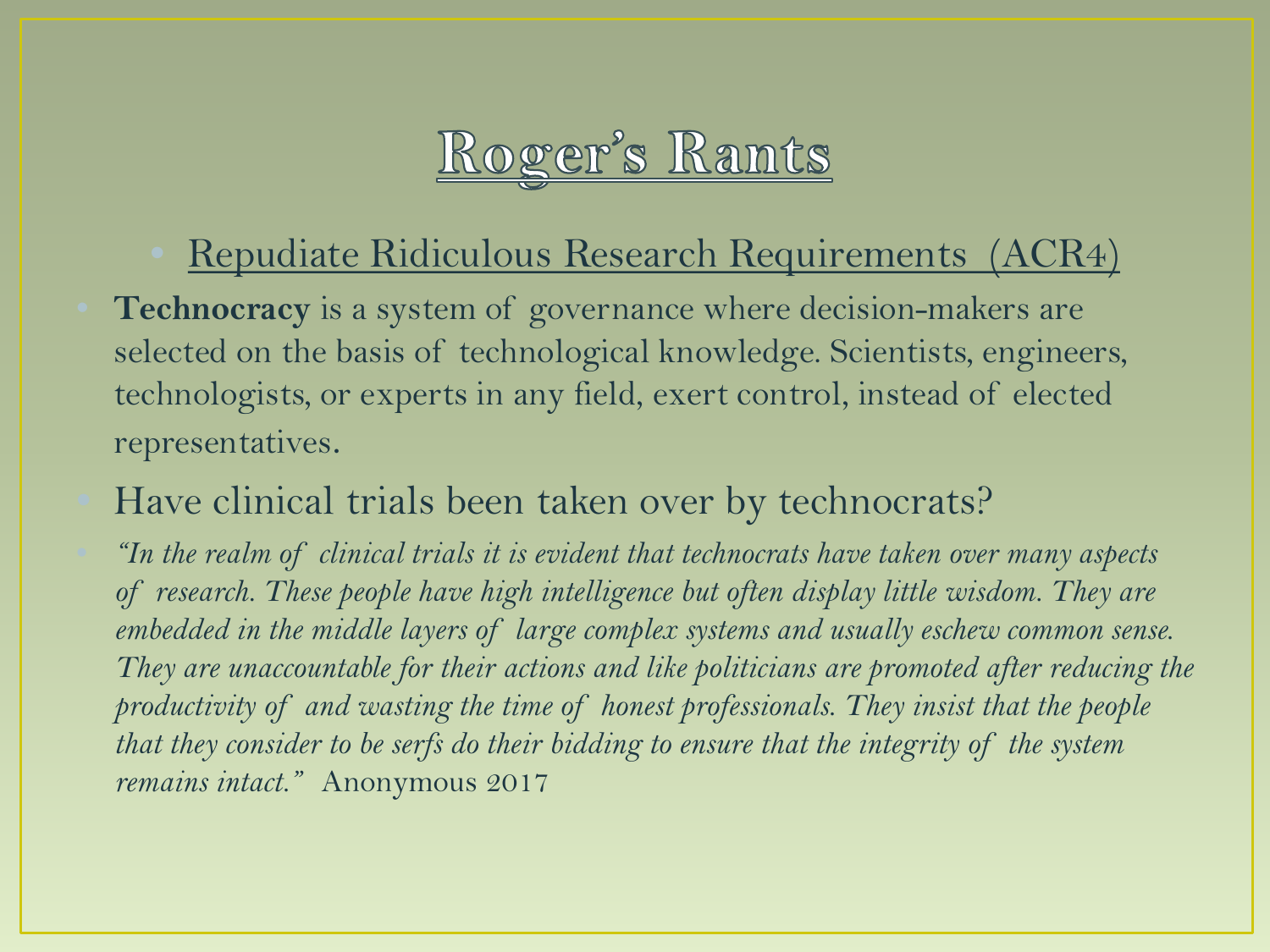# Roger's Rants

- Repudiate Ridiculous Research Requirements (ACR4)

- **Technocracy** is a system of governance where decision-makers are selected on the basis of technological knowledge. Scientists, engineers, technologists, or experts in any field, exert control, instead of elected representatives.
- Have clinical trials been taken over by technocrats?
- *"In the realm of clinical trials it is evident that technocrats have taken over many aspects of research. These people have high intelligence but often display little wisdom. They are embedded in the middle layers of large complex systems and usually eschew common sense. They are unaccountable for their actions and like politicians are promoted after reducing the productivity of and wasting the time of honest professionals. They insist that the people that they consider to be serfs do their bidding to ensure that the integrity of the system remains intact."* Anonymous 2017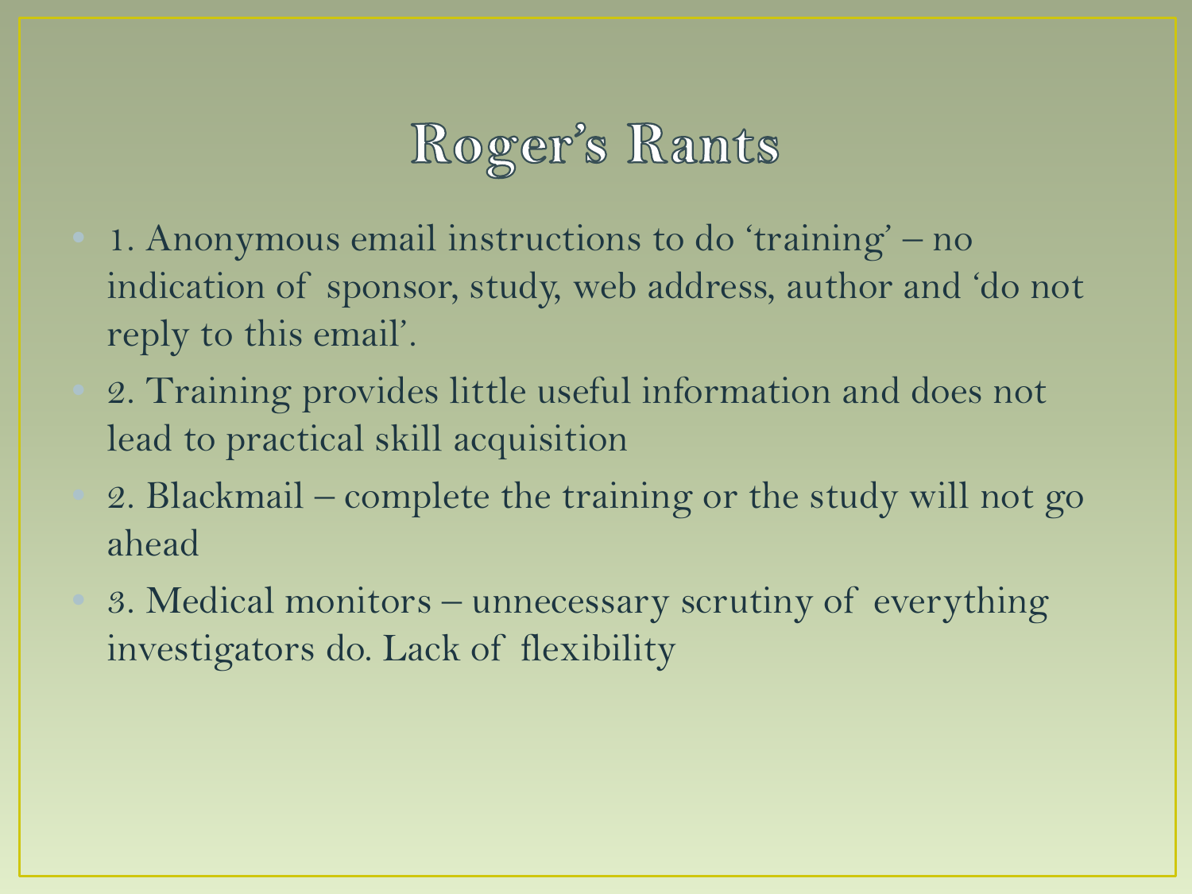# Roger's Rants

- 1. Anonymous email instructions to do 'training' – no indication of sponsor, study, web address, author and 'do not reply to this email'.
- 2. Training provides little useful information and does not lead to practical skill acquisition
- 2. Blackmail – complete the training or the study will not go ahead
- 3. Medical monitors – unnecessary scrutiny of everything investigators do. Lack of flexibility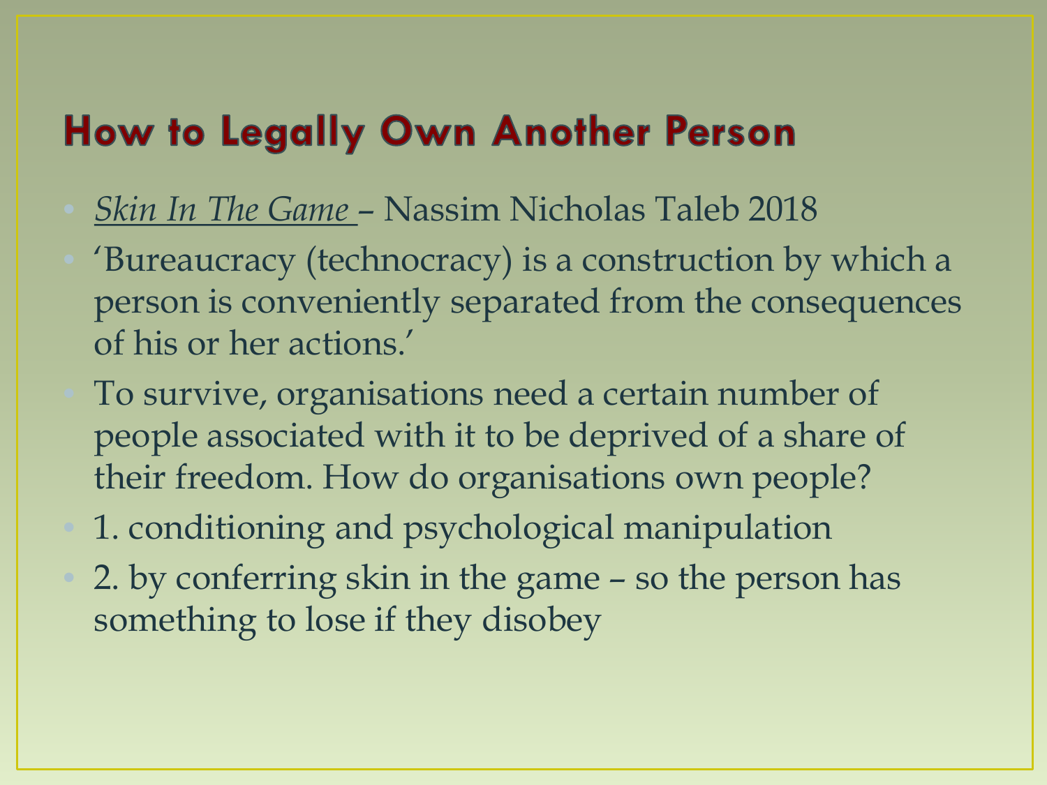## How to Legally Own Another Person

- *Skin In The Game* – Nassim Nicholas Taleb 2018
- 'Bureaucracy (technocracy) is a construction by which a person is conveniently separated from the consequences of his or her actions.'
- To survive, organisations need a certain number of people associated with it to be deprived of a share of their freedom. How do organisations own people?
- 1. conditioning and psychological manipulation
- 2. by conferring skin in the game – so the person has something to lose if they disobey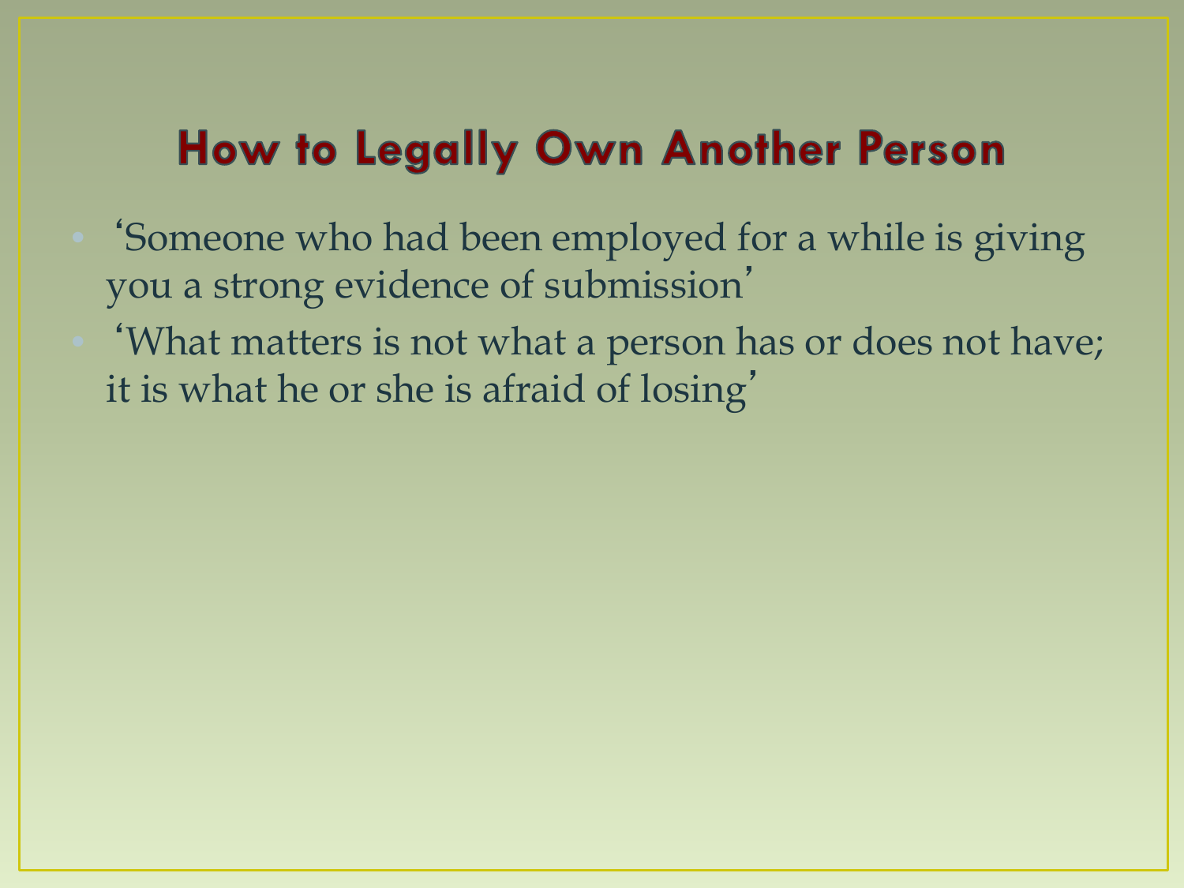# How to Legally Own Another Person

- ‘Someone who had been employed for a while is giving you a strong evidence of submission’
- ‘What matters is not what a person has or does not have; it is what he or she is afraid of losing’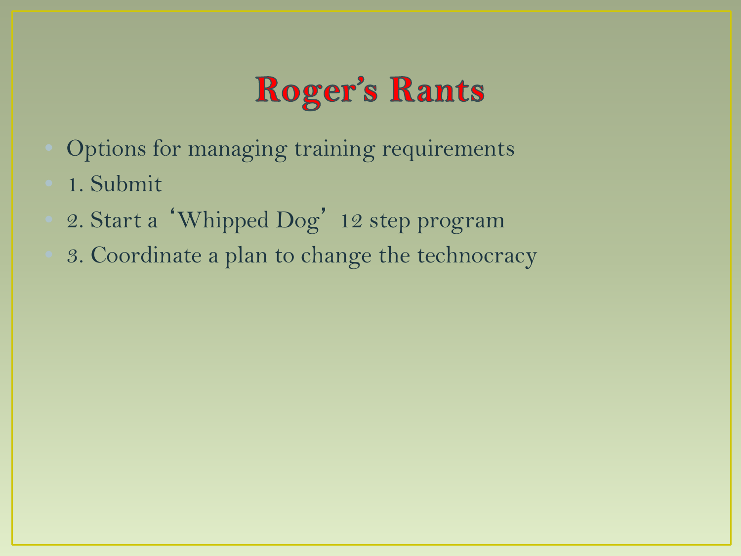# Roger's Rants

- Options for managing training requirements
- 1. Submit
- 2. Start a 'Whipped Dog' 12 step program
- 3. Coordinate a plan to change the technocracy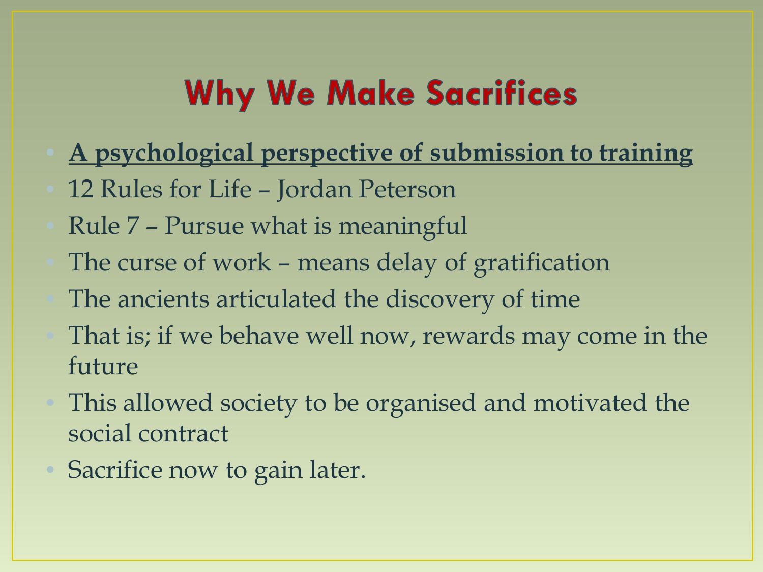# Why We Make Sacrifices

- **A psychological perspective of submission to training**
- 12 Rules for Life – Jordan Peterson
- Rule 7 – Pursue what is meaningful
- The curse of work – means delay of gratification
- The ancients articulated the discovery of time
- That is; if we behave well now, rewards may come in the future
- This allowed society to be organised and motivated the social contract
- Sacrifice now to gain later.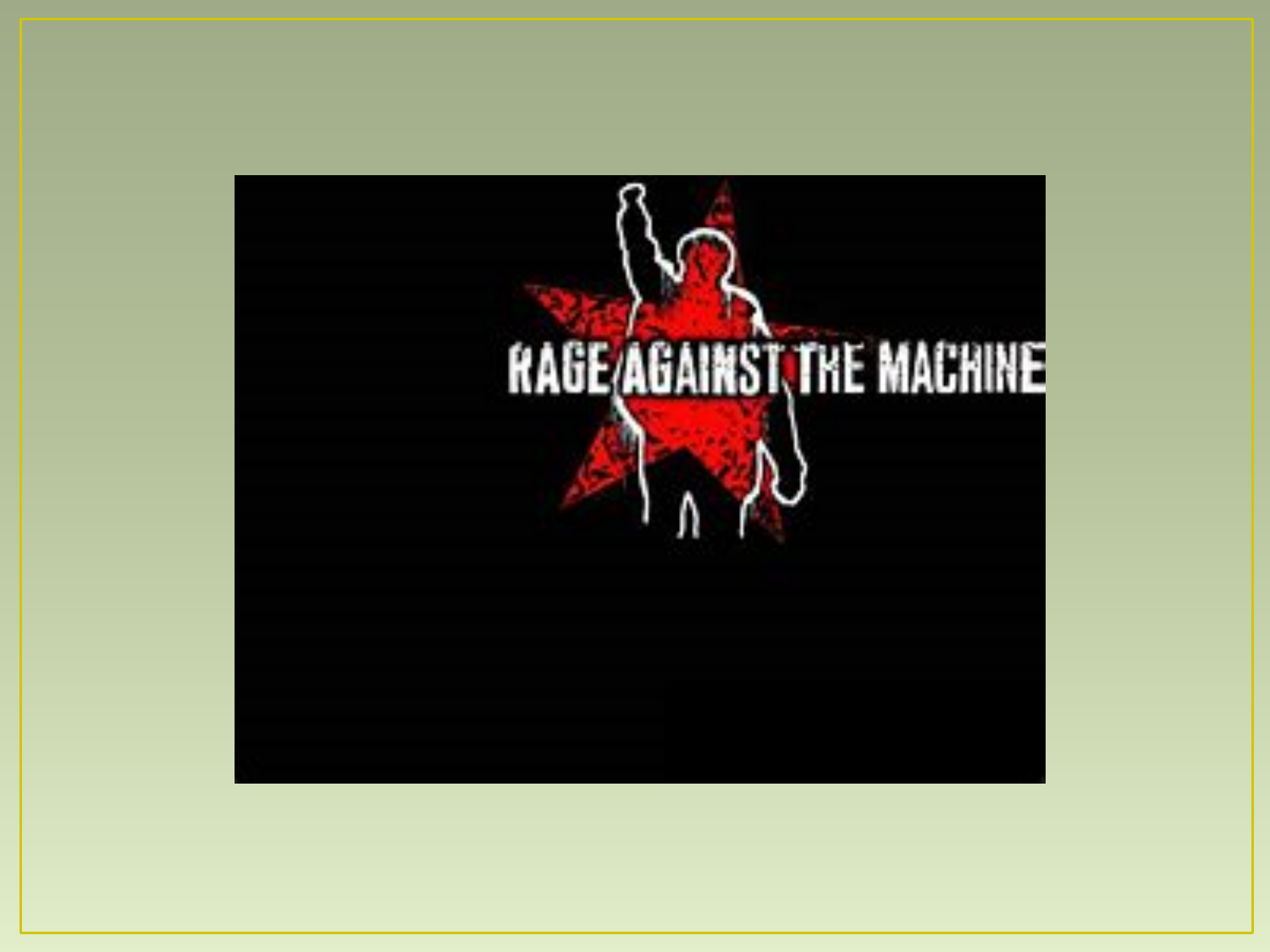RAGE AGAINST THE MACHINE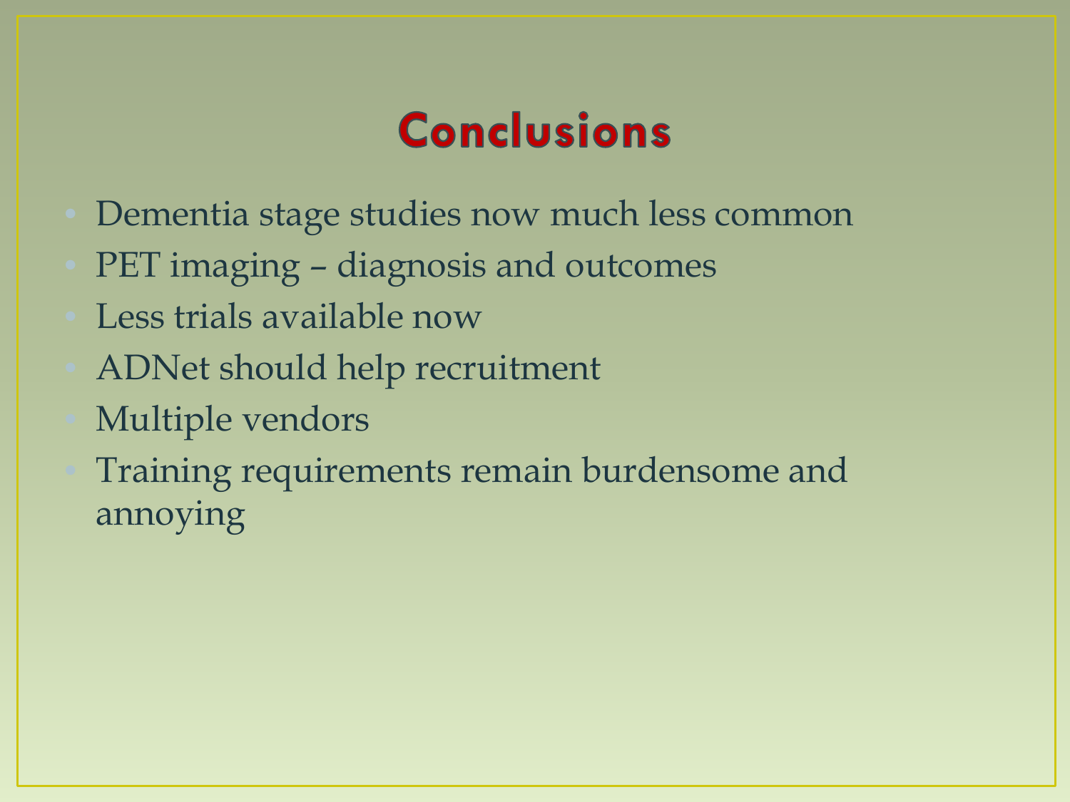# Conclusions

- Dementia stage studies now much less common
- PET imaging – diagnosis and outcomes
- Less trials available now
- ADNet should help recruitment
- Multiple vendors
- Training requirements remain burdensome and annoying